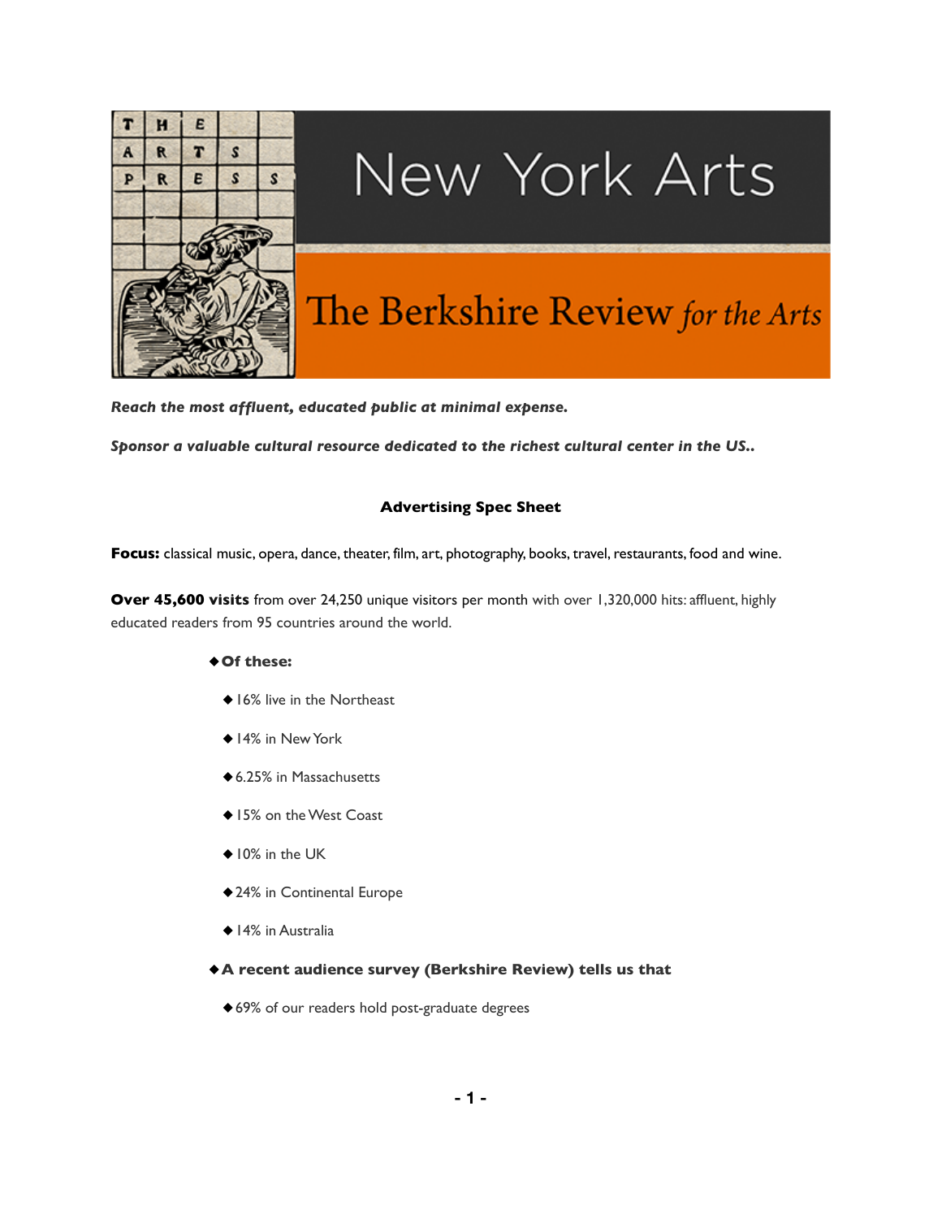# New York Arts

## The Berkshire Review *for the Arts*

***Reach the most affluent, educated public at minimal expense.***

***Sponsor a valuable cultural resource dedicated to the richest cultural center in the US..***

### Advertising Spec Sheet

**Focus:** classical music, opera, dance, theater, film, art, photography, books, travel, restaurants, food and wine.

**Over 45,600 visits** from over 24,250 unique visitors per month with over 1,320,000 hits: affluent, highly educated readers from 95 countries around the world.

- **Of these:**
  - 16% live in the Northeast
  - 14% in New York
  - 6.25% in Massachusetts
  - 15% on the West Coast
  - 10% in the UK
  - 24% in Continental Europe
  - 14% in Australia
- **A recent audience survey (Berkshire Review) tells us that**
  - 69% of our readers hold post-graduate degrees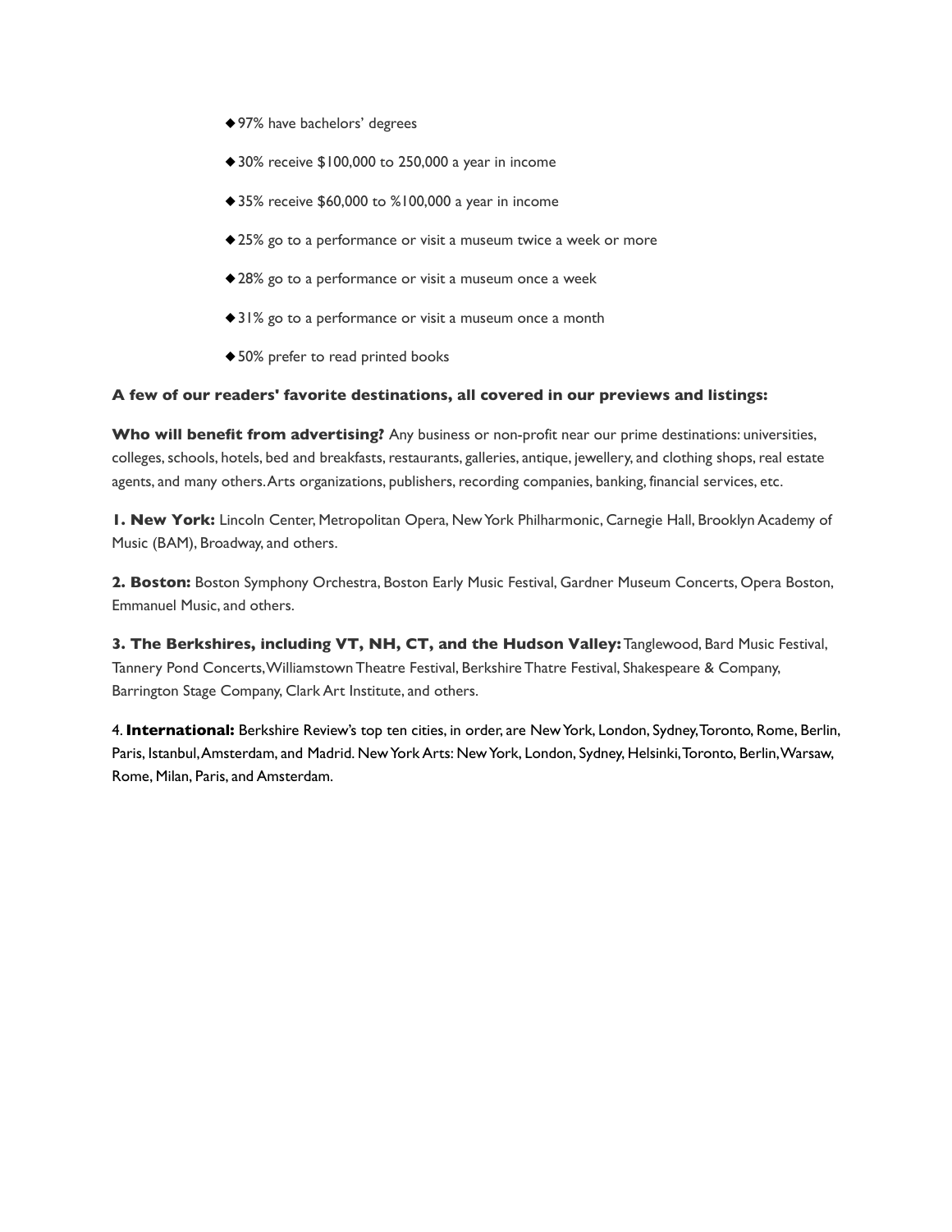- 97% have bachelors' degrees
- 30% receive $100,000 to 250,000 a year in income
- 35% receive $60,000 to %100,000 a year in income
- 25% go to a performance or visit a museum twice a week or more
- 28% go to a performance or visit a museum once a week
- 31% go to a performance or visit a museum once a month
- 50% prefer to read printed books

**A few of our readers' favorite destinations, all covered in our previews and listings:**

**Who will benefit from advertising?** Any business or non-profit near our prime destinations: universities, colleges, schools, hotels, bed and breakfasts, restaurants, galleries, antique, jewellery, and clothing shops, real estate agents, and many others. Arts organizations, publishers, recording companies, banking, financial services, etc.

**1. New York:** Lincoln Center, Metropolitan Opera, New York Philharmonic, Carnegie Hall, Brooklyn Academy of Music (BAM), Broadway, and others.

**2. Boston:** Boston Symphony Orchestra, Boston Early Music Festival, Gardner Museum Concerts, Opera Boston, Emmanuel Music, and others.

**3. The Berkshires, including VT, NH, CT, and the Hudson Valley:** Tanglewood, Bard Music Festival, Tannery Pond Concerts, Williamstown Theatre Festival, Berkshire Thatre Festival, Shakespeare & Company, Barrington Stage Company, Clark Art Institute, and others.

4. **International:** Berkshire Review's top ten cities, in order, are New York, London, Sydney, Toronto, Rome, Berlin, Paris, Istanbul, Amsterdam, and Madrid. New York Arts: New York, London, Sydney, Helsinki, Toronto, Berlin, Warsaw, Rome, Milan, Paris, and Amsterdam.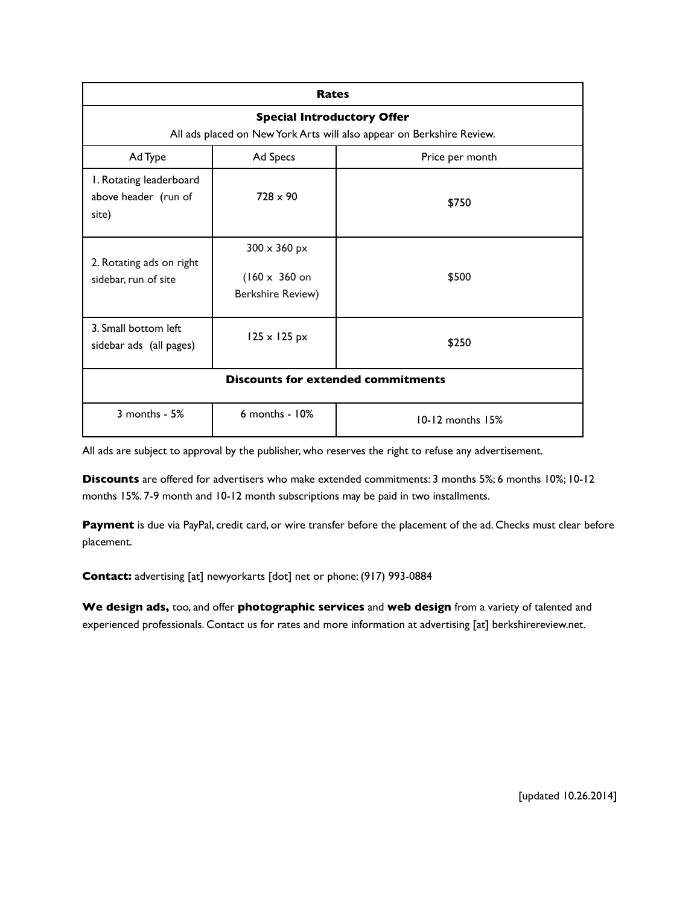| Rates | | |
|---|---|---|
| **Special Introductory Offer** All ads placed on New York Arts will also appear on Berkshire Review. | | |
| Ad Type | Ad Specs | Price per month |
| 1. Rotating leaderboard above header (run of site) | 728 x 90 | $750 |
| 2. Rotating ads on right sidebar, run of site | 300 x 360 px (160 x 360 on Berkshire Review) | $500 |
| 3. Small bottom left sidebar ads (all pages) | 125 x 125 px | $250 |
| **Discounts for extended commitments** | | |
| 3 months - 5% | 6 months - 10% | 10-12 months 15% |

All ads are subject to approval by the publisher, who reserves the right to refuse any advertisement.

**Discounts** are offered for advertisers who make extended commitments: 3 months 5%; 6 months 10%; 10-12 months 15%. 7-9 month and 10-12 month subscriptions may be paid in two installments.

**Payment** is due via PayPal, credit card, or wire transfer before the placement of the ad. Checks must clear before placement.

**Contact:** advertising [at] newyorkarts [dot] net or phone: (917) 993-0884

**We design ads,** too, and offer **photographic services** and **web design** from a variety of talented and experienced professionals. Contact us for rates and more information at advertising [at] berkshirereview.net.

[updated 10.26.2014]